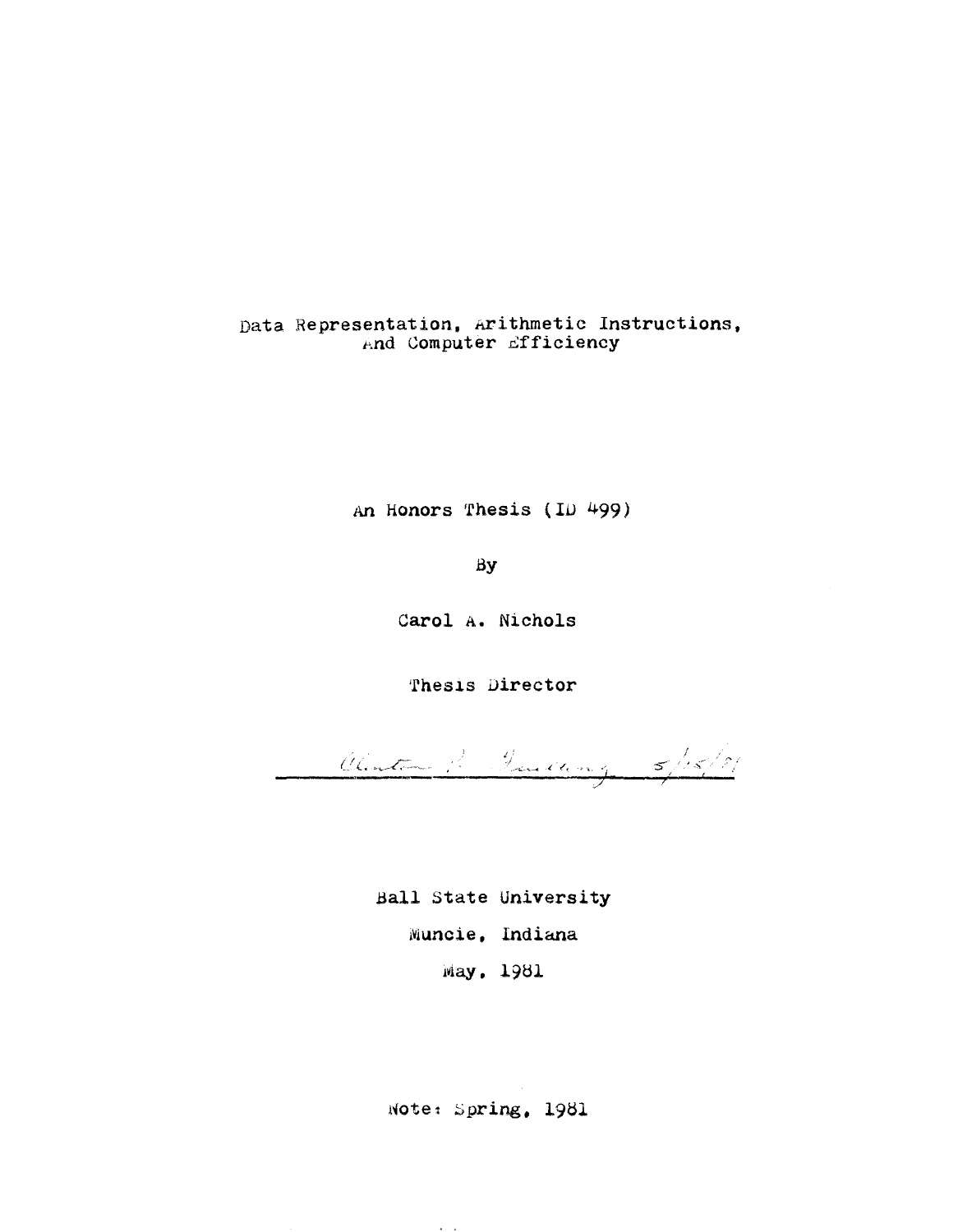# Data Representation, Arithmetic Instructions, And Computer Efficiency

An Honors Thesis (ID 499)

By

Carol A. Nichols

Thesis Director

Ball State University

Muncie, Indiana

May, 1981

Note: Spring, 1981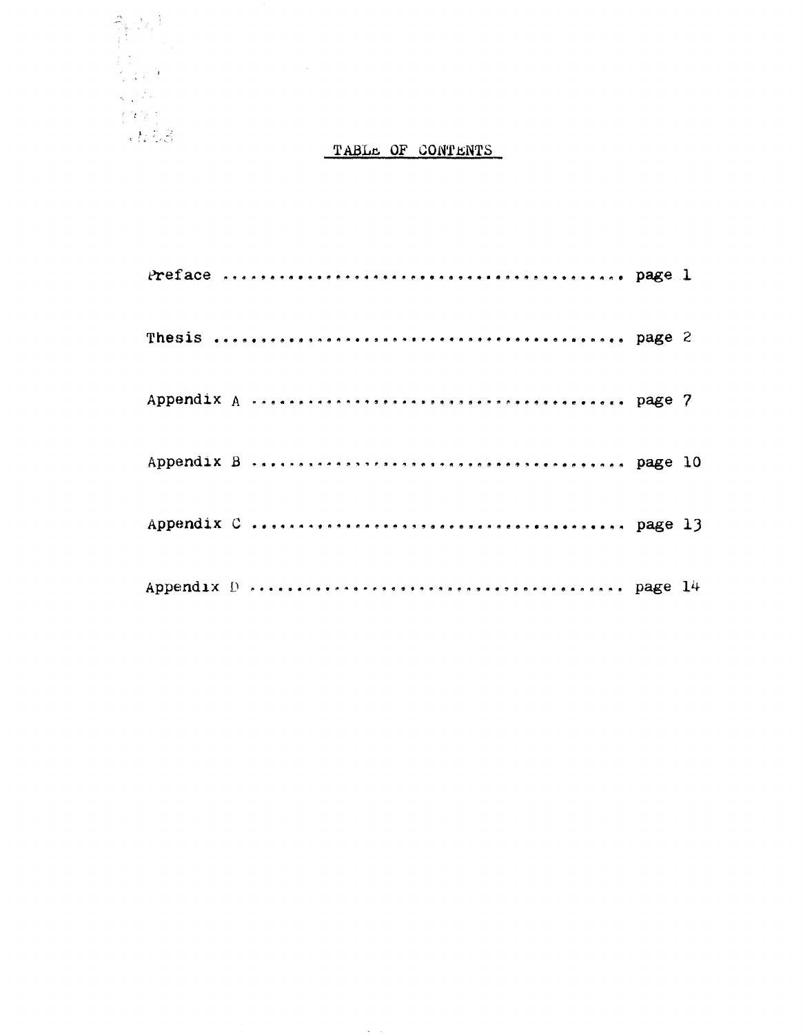# TABLE OF CONTENTS

Preface ........................................ page 1

Thesis ........................................ page 2

Appendix A ........................................ page 7

Appendix B ........................................ page 10

Appendix C ........................................ page 13

Appendix D ........................................ page 14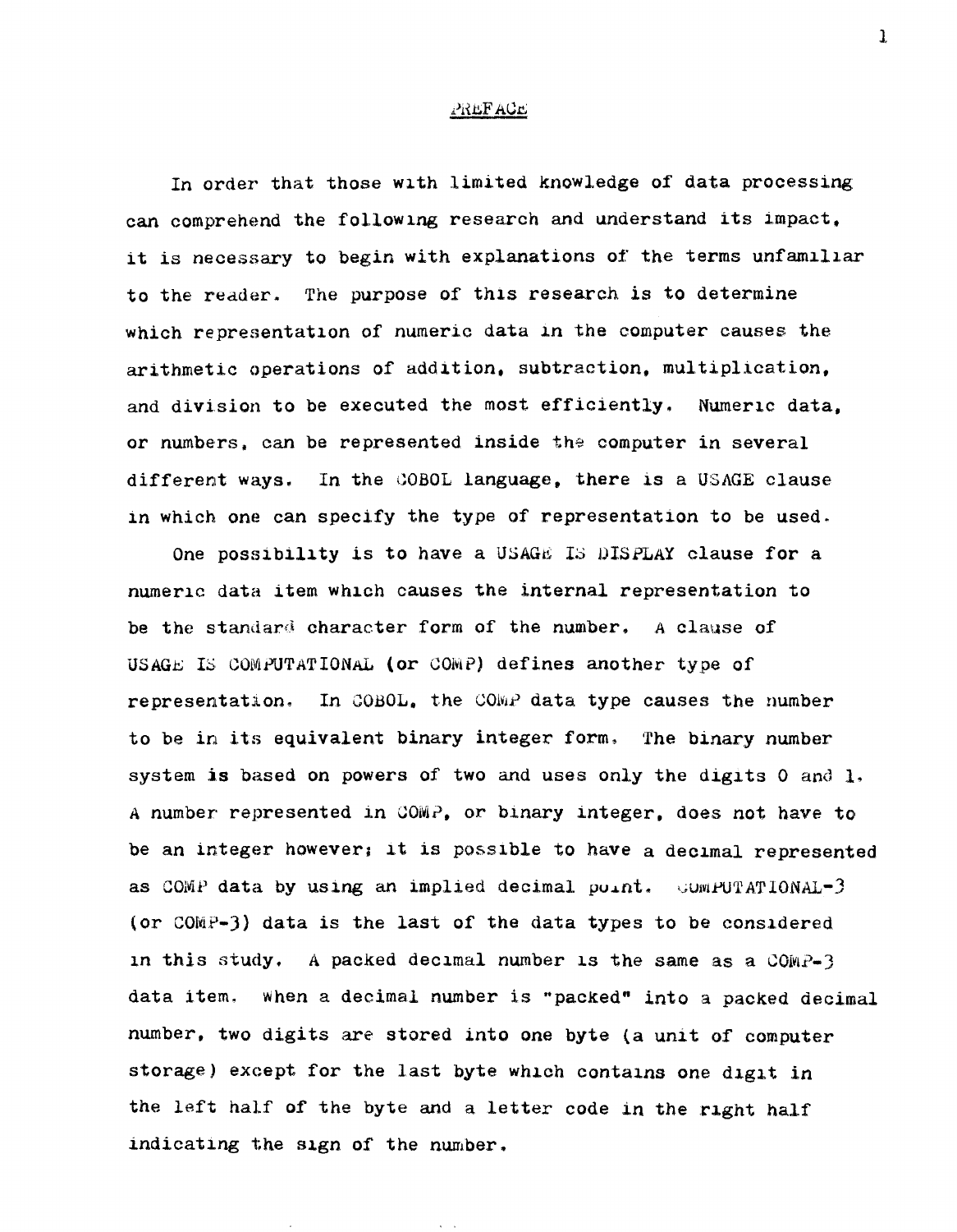## PREFACE

In order that those with limited knowledge of data processing can comprehend the following research and understand its impact, it is necessary to begin with explanations of the terms unfamiliar to the reader. The purpose of this research is to determine which representation of numeric data in the computer causes the arithmetic operations of addition, subtraction, multiplication, and division to be executed the most efficiently. Numeric data, or numbers, can be represented inside the computer in several different ways. In the COBOL language, there is a USAGE clause in which one can specify the type of representation to be used.

One possibility is to have a USAGE IS DISPLAY clause for a numeric data item which causes the internal representation to be the standard character form of the number. A clause of USAGE IS COMPUTATIONAL (or COMP) defines another type of representation. In COBOL, the COMP data type causes the number to be in its equivalent binary integer form. The binary number system is based on powers of two and uses only the digits 0 and 1. A number represented in COMP, or binary integer, does not have to be an integer however; it is possible to have a decimal represented as COMP data by using an implied decimal point. COMPUTATIONAL-3 (or COMP-3) data is the last of the data types to be considered in this study. A packed decimal number is the same as a COMP-3 data item. When a decimal number is "packed" into a packed decimal number, two digits are stored into one byte (a unit of computer storage) except for the last byte which contains one digit in the left half of the byte and a letter code in the right half indicating the sign of the number.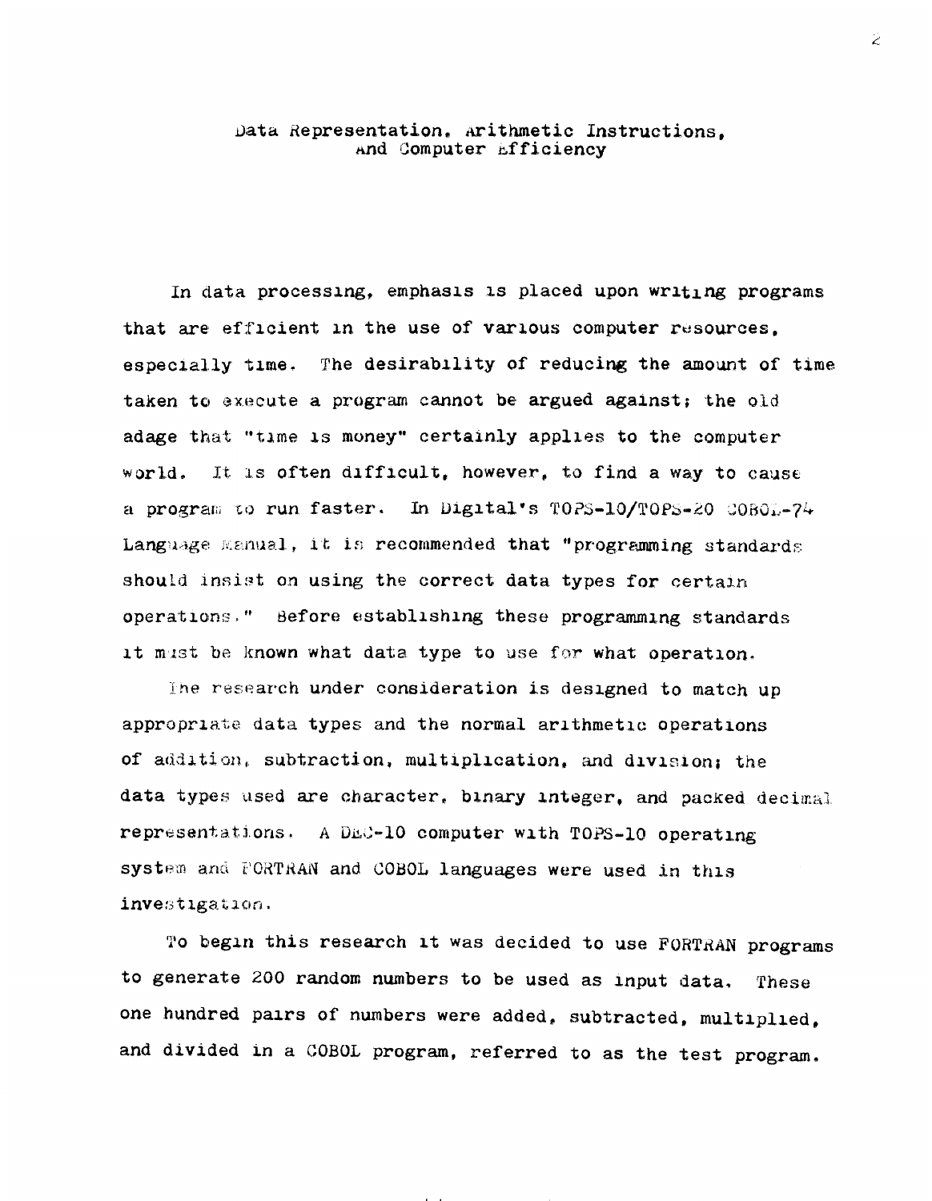# Data Representation, Arithmetic Instructions, And Computer Efficiency

In data processing, emphasis is placed upon writing programs that are efficient in the use of various computer resources, especially time. The desirability of reducing the amount of time taken to execute a program cannot be argued against; the old adage that "time is money" certainly applies to the computer world. It is often difficult, however, to find a way to cause a program to run faster. In Digital's TOPS-10/TOPS-20 COBOL-74 Language Manual, it is recommended that "programming standards should insist on using the correct data types for certain operations." Before establishing these programming standards it must be known what data type to use for what operation.

The research under consideration is designed to match up appropriate data types and the normal arithmetic operations of addition, subtraction, multiplication, and division; the data types used are character, binary integer, and packed decimal representations. A DEC-10 computer with TOPS-10 operating system and FORTRAN and COBOL languages were used in this investigation.

To begin this research it was decided to use FORTRAN programs to generate 200 random numbers to be used as input data. These one hundred pairs of numbers were added, subtracted, multiplied, and divided in a COBOL program, referred to as the test program.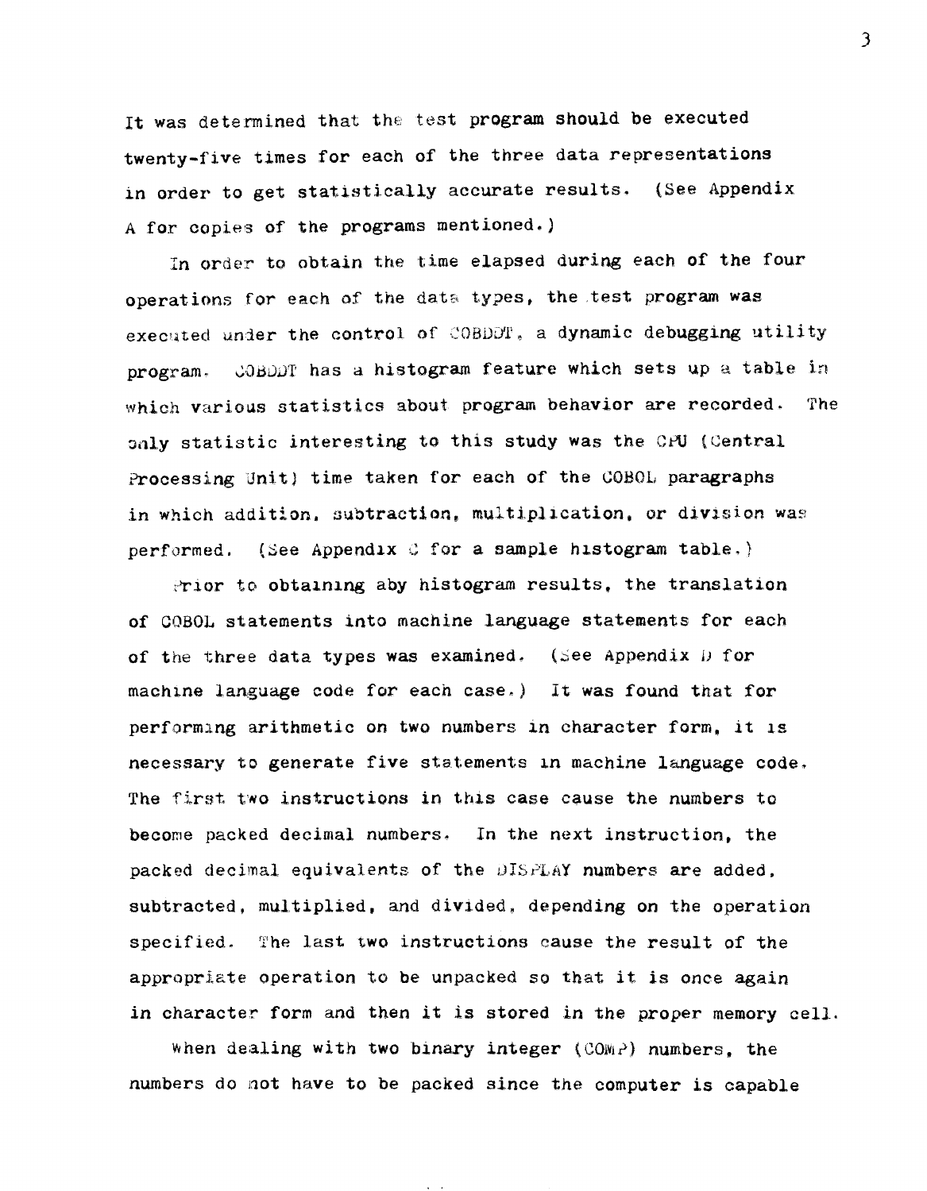It was determined that the test program should be executed twenty-five times for each of the three data representations in order to get statistically accurate results. (See Appendix A for copies of the programs mentioned.)

In order to obtain the time elapsed during each of the four operations for each of the data types, the test program was executed under the control of COBDDT, a dynamic debugging utility program. COBDDT has a histogram feature which sets up a table in which various statistics about program behavior are recorded. The only statistic interesting to this study was the CPU (Central Processing Unit) time taken for each of the COBOL paragraphs in which addition, subtraction, multiplication, or division was performed. (See Appendix C for a sample histogram table.)

Prior to obtaining aby histogram results, the translation of COBOL statements into machine language statements for each of the three data types was examined. (See Appendix D for machine language code for each case.) It was found that for performing arithmetic on two numbers in character form, it is necessary to generate five statements in machine language code. The first two instructions in this case cause the numbers to become packed decimal numbers. In the next instruction, the packed decimal equivalents of the DISPLAY numbers are added, subtracted, multiplied, and divided, depending on the operation specified. The last two instructions cause the result of the appropriate operation to be unpacked so that it is once again in character form and then it is stored in the proper memory cell.

When dealing with two binary integer (COMP) numbers, the numbers do not have to be packed since the computer is capable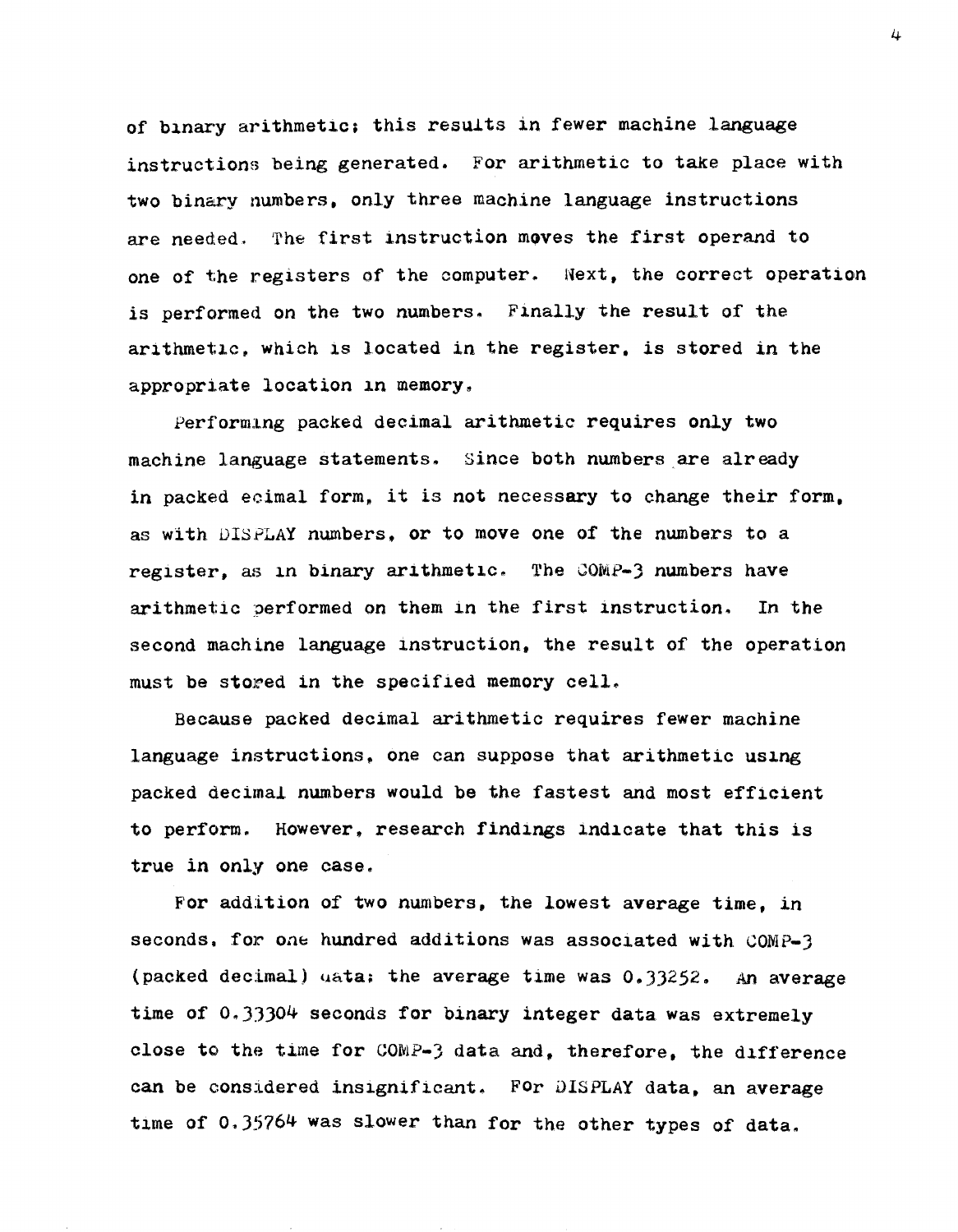of binary arithmetic; this results in fewer machine language instructions being generated. For arithmetic to take place with two binary numbers, only three machine language instructions are needed. The first instruction moves the first operand to one of the registers of the computer. Next, the correct operation is performed on the two numbers. Finally the result of the arithmetic, which is located in the register, is stored in the appropriate location in memory.

Performing packed decimal arithmetic requires only two machine language statements. Since both numbers are already in packed ecimal form, it is not necessary to change their form, as with DISPLAY numbers, or to move one of the numbers to a register, as in binary arithmetic. The COMP-3 numbers have arithmetic performed on them in the first instruction. In the second machine language instruction, the result of the operation must be stored in the specified memory cell.

Because packed decimal arithmetic requires fewer machine language instructions, one can suppose that arithmetic using packed decimal numbers would be the fastest and most efficient to perform. However, research findings indicate that this is true in only one case.

For addition of two numbers, the lowest average time, in seconds, for one hundred additions was associated with COMP-3 (packed decimal) data; the average time was 0.33252. An average time of 0.33304 seconds for binary integer data was extremely close to the time for COMP-3 data and, therefore, the difference can be considered insignificant. For DISPLAY data, an average time of 0.35764 was slower than for the other types of data.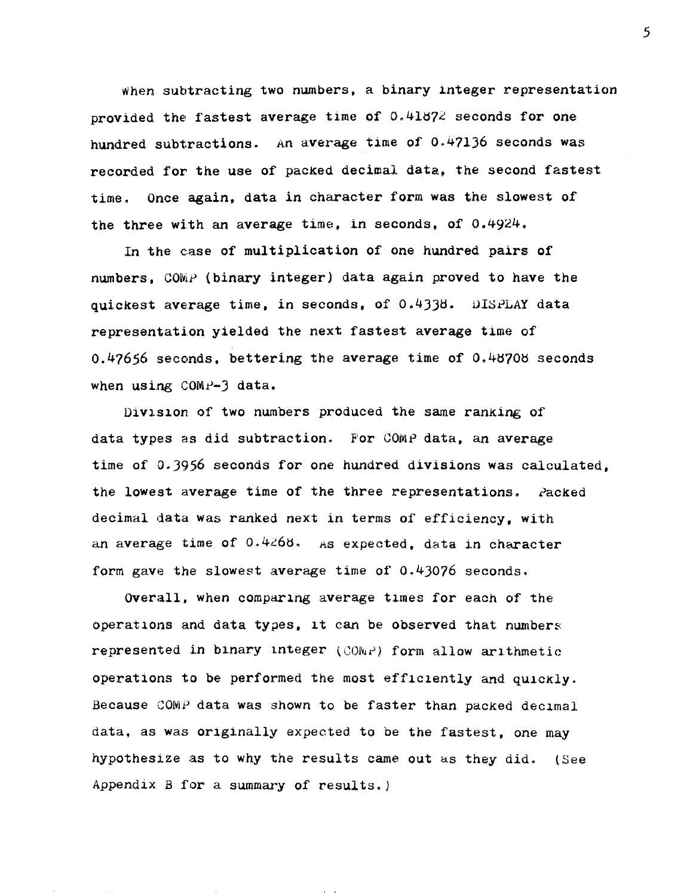When subtracting two numbers, a binary integer representation provided the fastest average time of 0.41872 seconds for one hundred subtractions. An average time of 0.47136 seconds was recorded for the use of packed decimal data, the second fastest time. Once again, data in character form was the slowest of the three with an average time, in seconds, of 0.4924.

In the case of multiplication of one hundred pairs of numbers, COMP (binary integer) data again proved to have the quickest average time, in seconds, of 0.4338. DISPLAY data representation yielded the next fastest average time of 0.47656 seconds, bettering the average time of 0.48708 seconds when using COMP-3 data.

Division of two numbers produced the same ranking of data types as did subtraction. For COMP data, an average time of 0.3956 seconds for one hundred divisions was calculated, the lowest average time of the three representations. Packed decimal data was ranked next in terms of efficiency, with an average time of 0.4268. As expected, data in character form gave the slowest average time of 0.43076 seconds.

Overall, when comparing average times for each of the operations and data types, it can be observed that numbers represented in binary integer (COMP) form allow arithmetic operations to be performed the most efficiently and quickly. Because COMP data was shown to be faster than packed decimal data, as was originally expected to be the fastest, one may hypothesize as to why the results came out as they did. (See Appendix B for a summary of results.)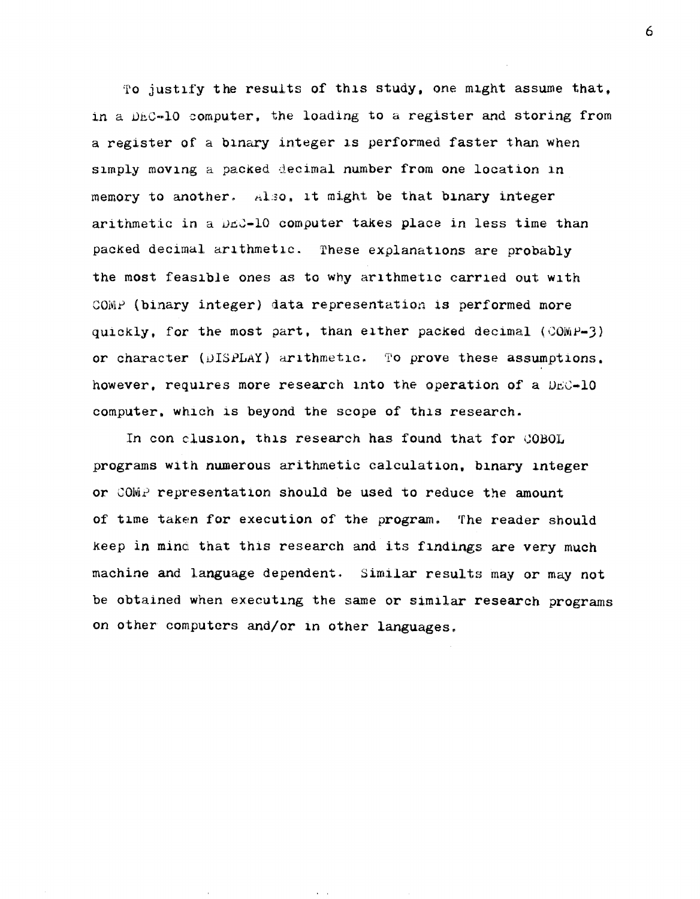To justify the results of this study, one might assume that, in a DEC-10 computer, the loading to a register and storing from a register of a binary integer is performed faster than when simply moving a packed decimal number from one location in memory to another. Also, it might be that binary integer arithmetic in a DEC-10 computer takes place in less time than packed decimal arithmetic. These explanations are probably the most feasible ones as to why arithmetic carried out with COMP (binary integer) data representation is performed more quickly, for the most part, than either packed decimal (COMP-3) or character (DISPLAY) arithmetic. To prove these assumptions, however, requires more research into the operation of a DEC-10 computer, which is beyond the scope of this research.

In con clusion, this research has found that for COBOL programs with numerous arithmetic calculation, binary integer or COMP representation should be used to reduce the amount of time taken for execution of the program. The reader should keep in mind that this research and its findings are very much machine and language dependent. Similar results may or may not be obtained when executing the same or similar research programs on other computers and/or in other languages.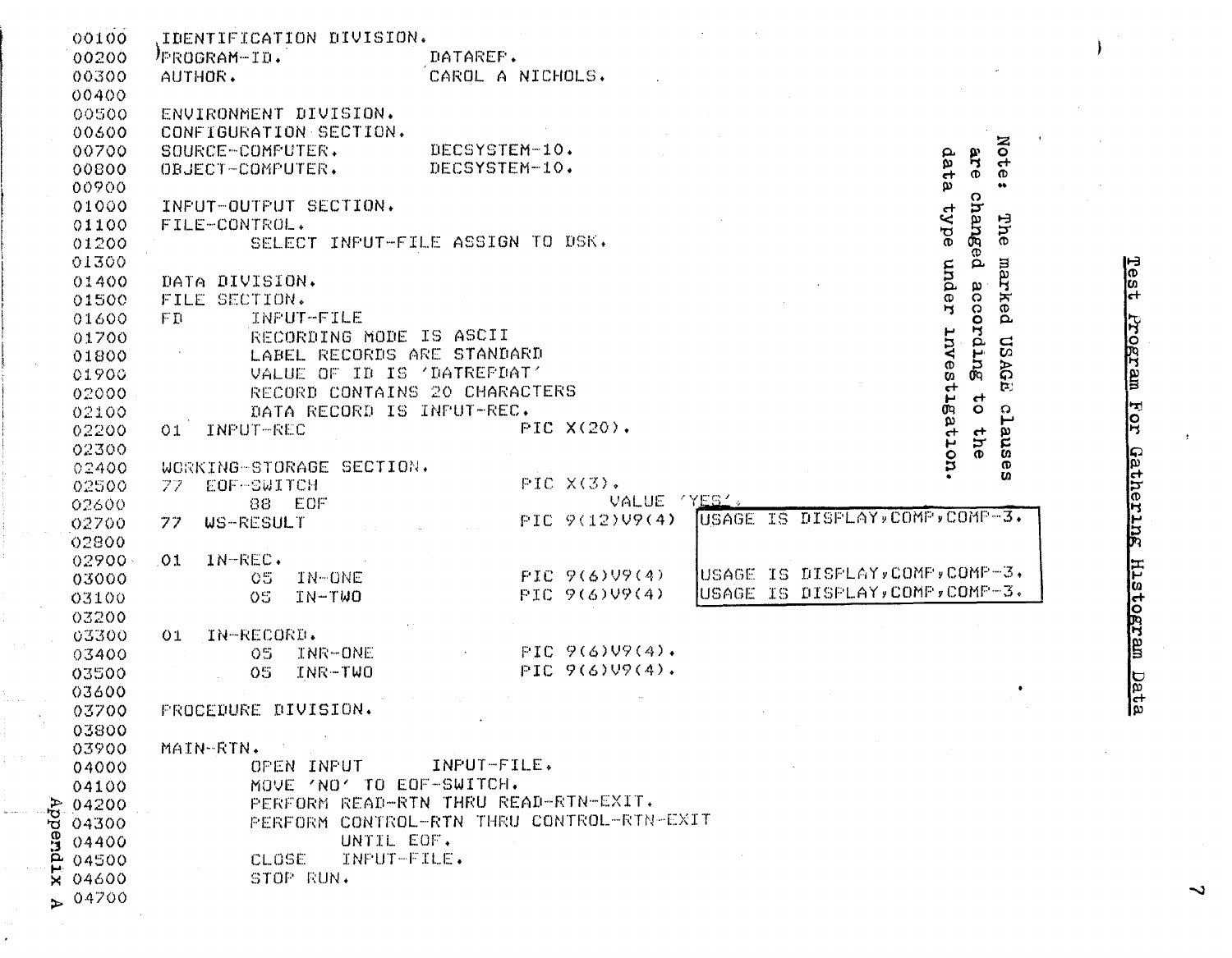## Test Program For Gathering Histogram Data

Note: The marked USAGE clauses are changed according to the data type under investigation.

```
00100   IDENTIFICATION DIVISION.
00200   PROGRAM-ID.              DATAREF.
00300   AUTHOR.                  CAROL A NICHOLS.
00400
00500   ENVIRONMENT DIVISION.
00600   CONFIGURATION SECTION.
00700   SOURCE-COMPUTER.         DECSYSTEM-10.
00800   OBJECT-COMPUTER.         DECSYSTEM-10.
00900
01000   INPUT-OUTPUT SECTION.
01100   FILE-CONTROL.
01200           SELECT INPUT-FILE ASSIGN TO DSK.
01300
01400   DATA DIVISION.
01500   FILE SECTION.
01600   FD      INPUT-FILE
01700           RECORDING MODE IS ASCII
01800           LABEL RECORDS ARE STANDARD
01900           VALUE OF ID IS 'DATREFDAT'
02000           RECORD CONTAINS 20 CHARACTERS
02100           DATA RECORD IS INPUT-REC.
02200   01  INPUT-REC                      PIC X(20).
02300
02400   WORKING-STORAGE SECTION.
02500   77  EOF-SWITCH                     PIC X(3).
02600           88  EOF                            VALUE 'YES'.
02700   77  WS-RESULT                      PIC 9(12)V9(4)  USAGE IS DISPLAY,COMP,COMP-3.
02800
02900   01  IN-REC.
03000           05  IN-ONE                 PIC 9(6)V9(4)   USAGE IS DISPLAY,COMP,COMP-3.
03100           05  IN-TWO                 PIC 9(6)V9(4)   USAGE IS DISPLAY,COMP,COMP-3.
03200
03300   01  IN-RECORD.
03400           05  INR-ONE                PIC 9(6)V9(4).
03500           05  INR-TWO                PIC 9(6)V9(4).
03600
03700   PROCEDURE DIVISION.
03800
03900   MAIN-RTN.
04000           OPEN INPUT      INPUT-FILE.
04100           MOVE 'NO' TO EOF-SWITCH.
04200           PERFORM READ-RTN THRU READ-RTN-EXIT.
04300           PERFORM CONTROL-RTN THRU CONTROL-RTN-EXIT
04400                   UNTIL EOF.
04500           CLOSE   INPUT-FILE.
04600           STOP RUN.
04700
```

Appendix A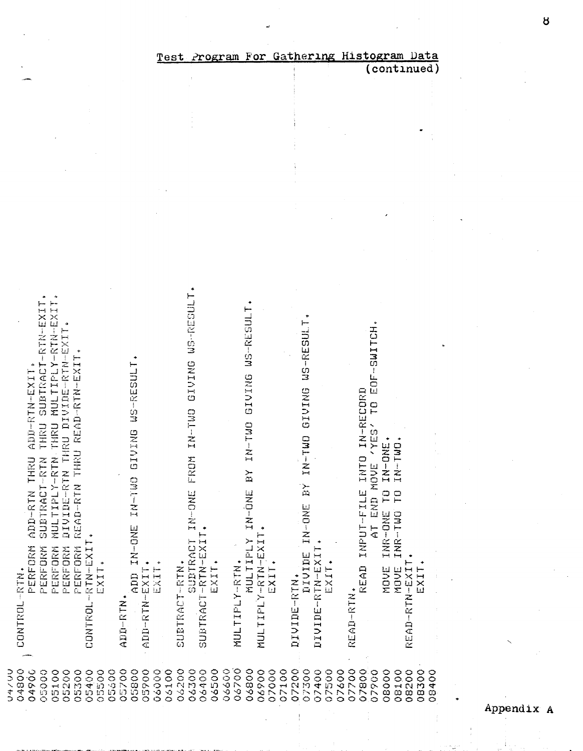## Test Program For Gathering Histogram Data
(continued)

```
04700
04800  CONTROL-RTN.
04900      PERFORM ADD-RTN THRU ADD-RTN-EXIT.
05000      PERFORM SUBTRACT-RTN THRU SUBTRACT-RTN-EXIT.
05100      PERFORM MULTIPLY-RTN THRU MULTIPLY-RTN-EXIT.
05200      PERFORM DIVIDE-RTN THRU DIVIDE-RTN-EXIT.
05300      PERFORM READ-RTN THRU READ-RTN-EXIT.
05400  CONTROL-RTN-EXIT.
05500      EXIT.
05600
05700  ADD-RTN.
05800      ADD IN-ONE IN-TWO GIVING WS-RESULT.
05900  ADD-RTN-EXIT.
06000      EXIT.
06100
06200  SUBTRACT-RTN.
06300      SUBTRACT IN-ONE FROM IN-TWO GIVING WS-RESULT.
06400  SUBTRACT-RTN-EXIT.
06500      EXIT.
06600
06700  MULTIPLY-RTN.
06800      MULTIPLY IN-ONE BY IN-TWO GIVING WS-RESULT.
06900  MULTIPLY-RTN-EXIT.
07000      EXIT.
07100
07200  DIVIDE-RTN.
07300      DIVIDE IN-ONE BY IN-TWO GIVING WS-RESULT.
07400  DIVIDE-RTN-EXIT.
07500      EXIT.
07600
07700  READ-RTN.
07800      READ INPUT-FILE INTO IN-RECORD
07900          AT END MOVE 'YES' TO EOF-SWITCH.
08000      MOVE INR-ONE TO IN-ONE.
08100      MOVE INR-TWO TO IN-TWO.
08200  READ-RTN-EXIT.
08300      EXIT.
08400
```

Appendix A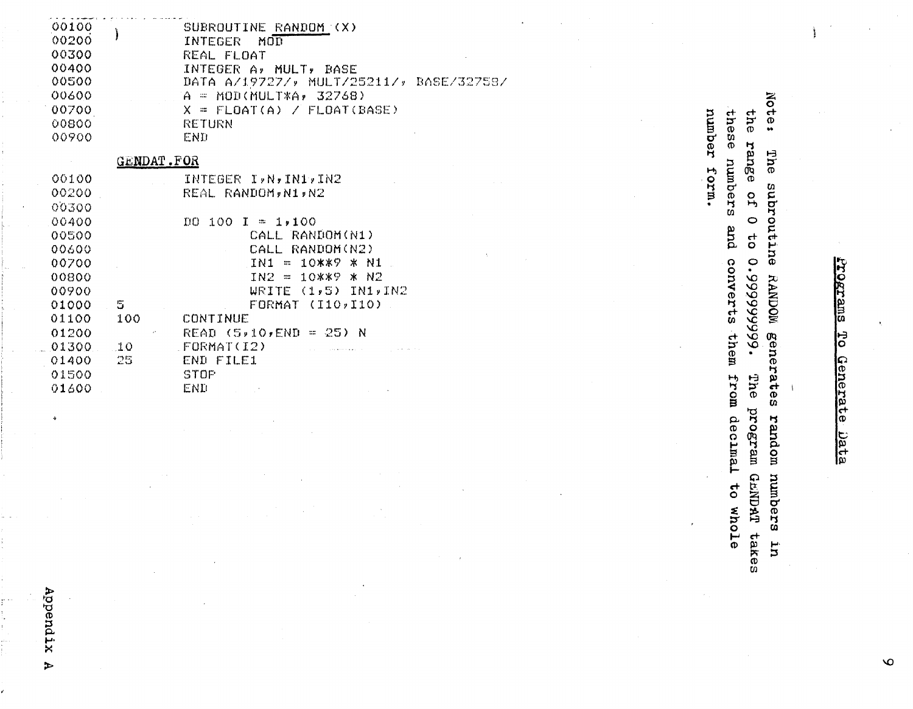## Programs To Generate Data

Note: The subroutine RANDOM generates random numbers in the range of 0 to 0.99999999. The program GENDAT takes these numbers and converts them from decimal to whole number form.

```
00100          SUBROUTINE RANDOM (X)
00200          INTEGER  MOD
00300          REAL FLOAT
00400          INTEGER A, MULT, BASE
00500          DATA A/19727/, MULT/25211/, BASE/32758/
00600          A = MOD(MULT*A, 32768)
00700          X = FLOAT(A) / FLOAT(BASE)
00800          RETURN
00900          END
```

GENDAT.FOR

```
00100          INTEGER I,N,IN1,IN2
00200          REAL RANDOM,N1,N2
00300
00400          DO 100 I = 1,100
00500                  CALL RANDOM(N1)
00600                  CALL RANDOM(N2)
00700                  IN1 = 10**9 * N1
00800                  IN2 = 10**9 * N2
00900                  WRITE (1,5) IN1,IN2
01000    5             FORMAT (I10,I10)
01100    100   CONTINUE
01200          READ (5,10,END = 25) N
01300    10    FORMAT(I2)
01400    25    END FILE1
01500          STOP
01600          END
```

Appendix A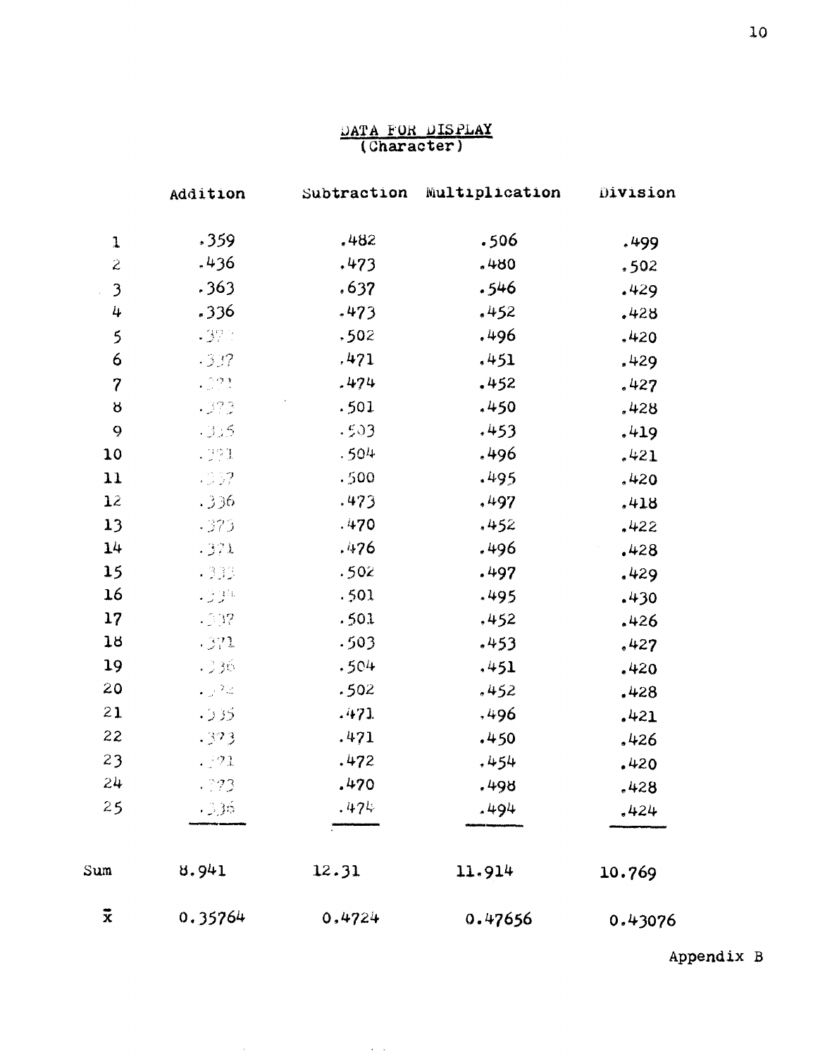# DATA FOR DISPLAY
## (Character)

| | Addition | Subtraction | Multiplication | Division |
|---|---|---|---|---|
| 1 | .359 | .482 | .506 | .499 |
| 2 | .436 | .473 | .480 | .502 |
| 3 | .363 | .637 | .546 | .429 |
| 4 | .336 | .473 | .452 | .428 |
| 5 | .371 | .502 | .496 | .420 |
| 6 | .337 | .471 | .451 | .429 |
| 7 | .371 | .474 | .452 | .427 |
| 8 | .373 | .501 | .450 | .428 |
| 9 | .335 | .503 | .453 | .419 |
| 10 | .371 | .504 | .496 | .421 |
| 11 | .337 | .500 | .495 | .420 |
| 12 | .336 | .473 | .497 | .418 |
| 13 | .373 | .470 | .452 | .422 |
| 14 | .371 | .476 | .496 | .428 |
| 15 | .333 | .502 | .497 | .429 |
| 16 | .334 | .501 | .495 | .430 |
| 17 | .337 | .501 | .452 | .426 |
| 18 | .371 | .503 | .453 | .427 |
| 19 | .336 | .504 | .451 | .420 |
| 20 | .373 | .502 | .452 | .428 |
| 21 | .335 | .471 | .496 | .421 |
| 22 | .373 | .471 | .450 | .426 |
| 23 | .371 | .472 | .454 | .420 |
| 24 | .373 | .470 | .498 | .428 |
| 25 | .336 | .474 | .494 | .424 |
| Sum | 8.941 | 12.31 | 11.914 | 10.769 |
| $\bar{x}$ | 0.35764 | 0.4724 | 0.47656 | 0.43076 |

Appendix B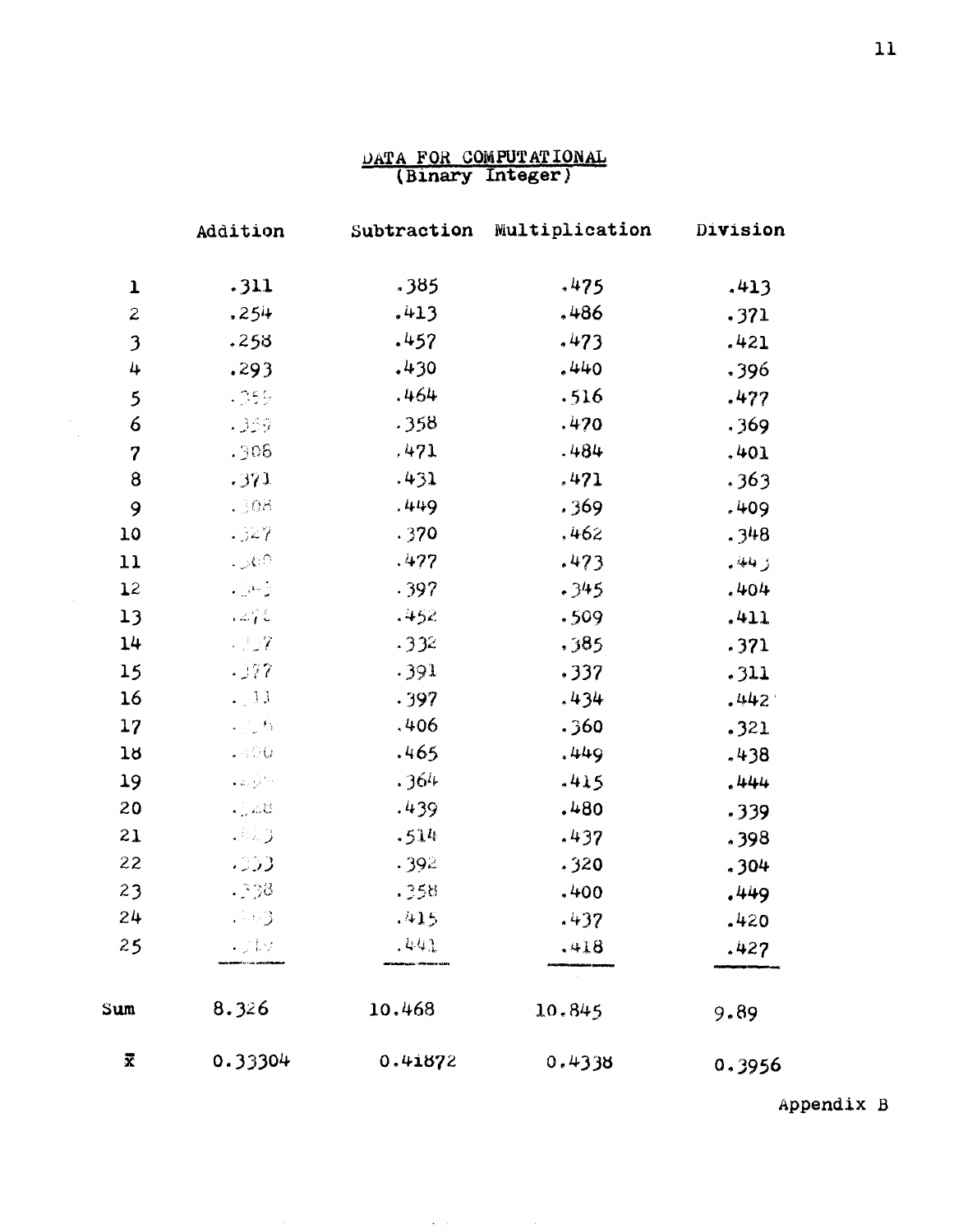## DATA FOR COMPUTATIONAL
(Binary Integer)

| | Addition | Subtraction | Multiplication | Division |
|---|---|---|---|---|
| 1 | .311 | .385 | .475 | .413 |
| 2 | .254 | .413 | .486 | .371 |
| 3 | .258 | .457 | .473 | .421 |
| 4 | .293 | .430 | .440 | .396 |
| 5 | .359 | .464 | .516 | .477 |
| 6 | .359 | .358 | .470 | .369 |
| 7 | .306 | .471 | .484 | .401 |
| 8 | .371 | .431 | .471 | .363 |
| 9 | .308 | .449 | .369 | .409 |
| 10 | .327 | .370 | .462 | .348 |
| 11 | .360 | .477 | .473 | .443 |
| 12 | .343 | .397 | .345 | .404 |
| 13 | .276 | .452 | .509 | .411 |
| 14 | .327 | .332 | .385 | .371 |
| 15 | .377 | .391 | .337 | .311 |
| 16 | .311 | .397 | .434 | .442 |
| 17 | .356 | .406 | .360 | .321 |
| 18 | .360 | .465 | .449 | .438 |
| 19 | .394 | .364 | .415 | .444 |
| 20 | .328 | .439 | .480 | .339 |
| 21 | .343 | .514 | .437 | .398 |
| 22 | .333 | .392 | .320 | .304 |
| 23 | .338 | .358 | .400 | .449 |
| 24 | .343 | .415 | .437 | .420 |
| 25 | .312 | .441 | .418 | .427 |
| Sum | 8.326 | 10.468 | 10.845 | 9.89 |
| $\bar{x}$ | 0.33304 | 0.41872 | 0.4338 | 0.3956 |

Appendix B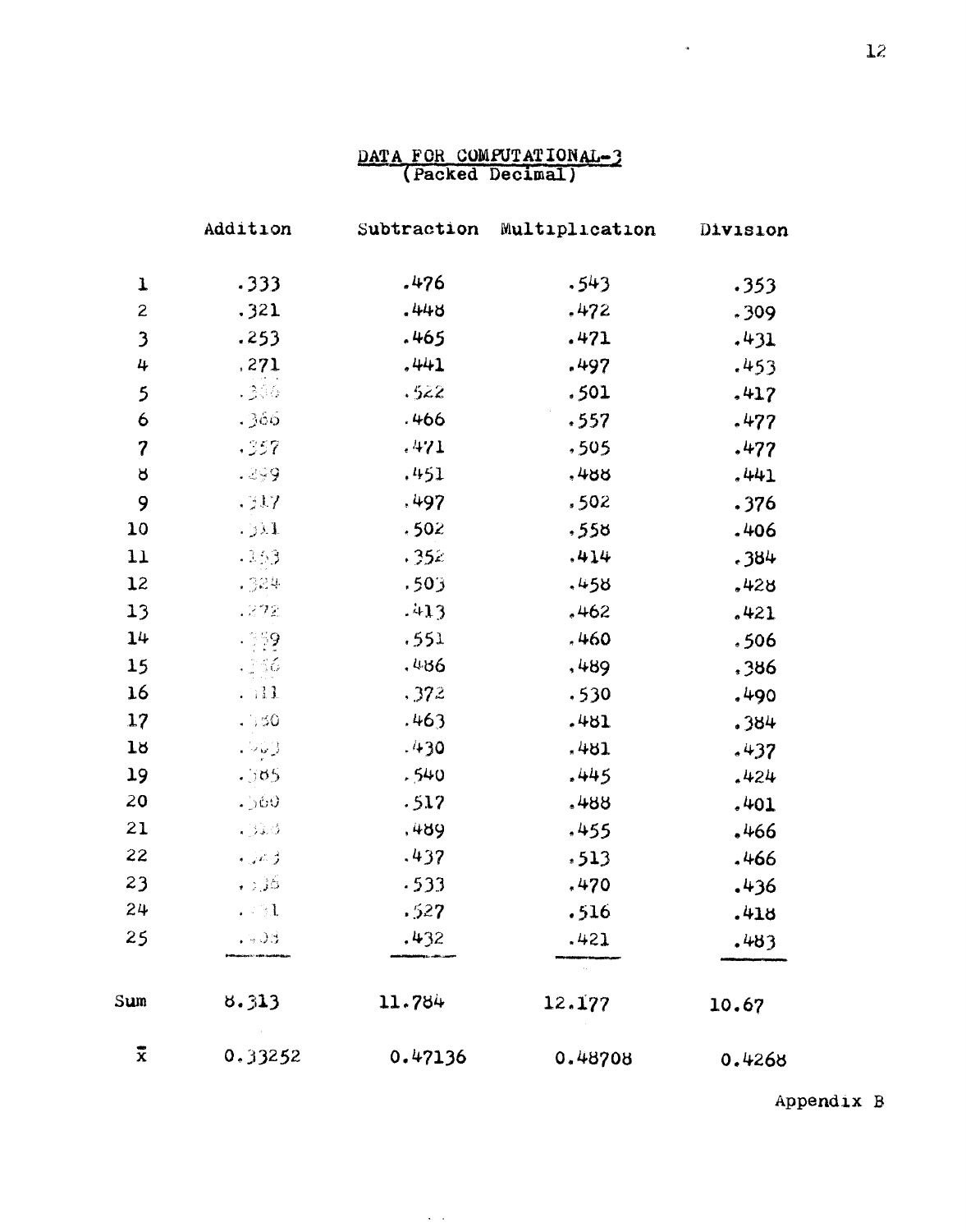## DATA FOR COMPUTATIONAL-3
(Packed Decimal)

| | Addition | Subtraction | Multiplication | Division |
|---|---|---|---|---|
| 1 | .333 | .476 | .543 | .353 |
| 2 | .321 | .448 | .472 | .309 |
| 3 | .253 | .465 | .471 | .431 |
| 4 | .271 | .441 | .497 | .453 |
| 5 | .336 | .522 | .501 | .417 |
| 6 | .366 | .466 | .557 | .477 |
| 7 | .357 | .471 | .505 | .477 |
| 8 | .299 | .451 | .488 | .441 |
| 9 | .317 | .497 | .502 | .376 |
| 10 | .331 | .502 | .558 | .406 |
| 11 | .353 | .352 | .414 | .384 |
| 12 | .324 | .503 | .458 | .428 |
| 13 | .272 | .413 | .462 | .421 |
| 14 | .359 | .551 | .460 | .506 |
| 15 | .336 | .486 | .489 | .386 |
| 16 | .311 | .372 | .530 | .490 |
| 17 | .330 | .463 | .481 | .384 |
| 18 | .303 | .430 | .481 | .437 |
| 19 | .385 | .540 | .445 | .424 |
| 20 | .360 | .517 | .488 | .401 |
| 21 | .356 | .489 | .455 | .466 |
| 22 | .343 | .437 | .513 | .466 |
| 23 | .336 | .533 | .470 | .436 |
| 24 | .331 | .527 | .516 | .418 |
| 25 | .403 | .432 | .421 | .483 |
| Sum | 8.313 | 11.784 | 12.177 | 10.67 |
| $\bar{x}$ | 0.33252 | 0.47136 | 0.48708 | 0.4268 |

Appendix B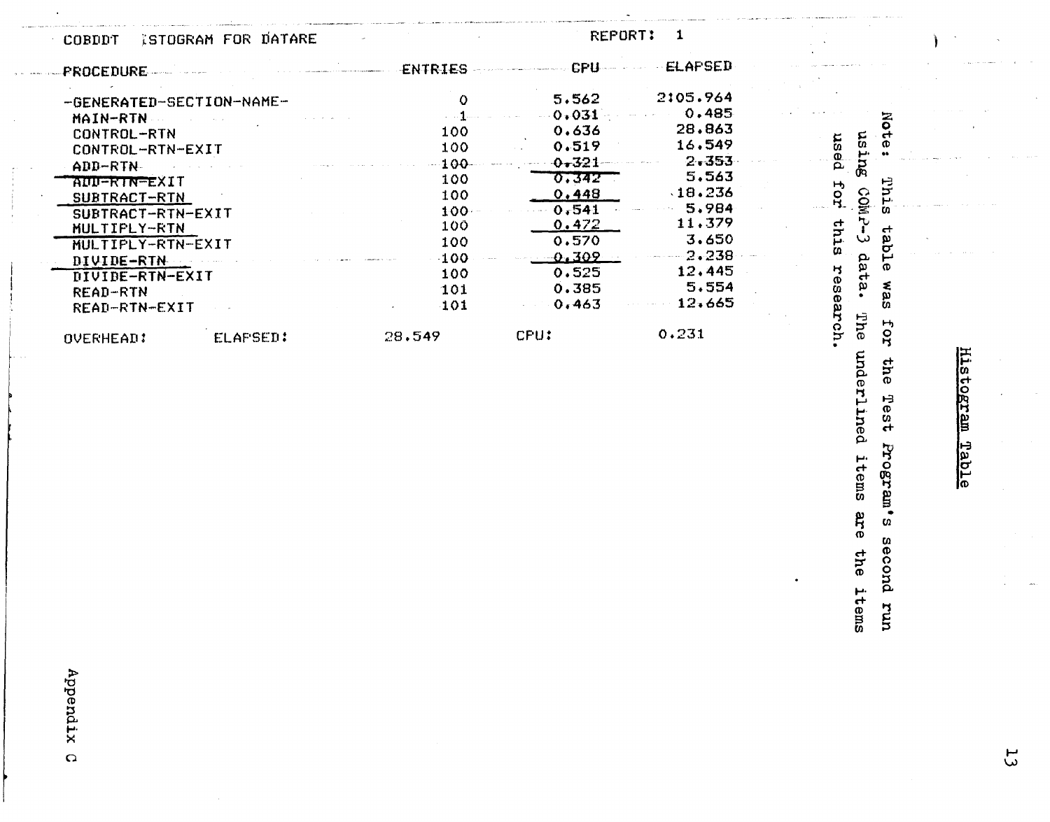## Histogram Table

Note: This table was for the Test Program's second run using COMP-3 data. The underlined items are the items used for this research.

COBDDT ISTOGRAM FOR DATARE REPORT: 1

| PROCEDURE | ENTRIES | CPU | ELAPSED |
|---|---|---|---|
| -GENERATED-SECTION-NAME- | 0 | 5.562 | 2:05.964 |
| MAIN-RTN | 1 | 0.031 | 0.485 |
| CONTROL-RTN | 100 | 0.636 | 28.863 |
| CONTROL-RTN-EXIT | 100 | 0.519 | 16.549 |
| ADD-RTN | 100 | 0.321 | 2.353 |
| ADD-RTN-EXIT | 100 | 0.342 | 5.563 |
| SUBTRACT-RTN | 100 | 0.448 | 18.236 |
| SUBTRACT-RTN-EXIT | 100 | 0.541 | 5.984 |
| MULTIPLY-RTN | 100 | 0.472 | 11.379 |
| MULTIPLY-RTN-EXIT | 100 | 0.570 | 3.650 |
| DIVIDE-RTN | 100 | 0.309 | 2.238 |
| DIVIDE-RTN-EXIT | 100 | 0.525 | 12.445 |
| READ-RTN | 101 | 0.385 | 5.554 |
| READ-RTN-EXIT | 101 | 0.463 | 12.665 |

OVERHEAD: ELAPSED: 28.549 CPU: 0.231

Appendix C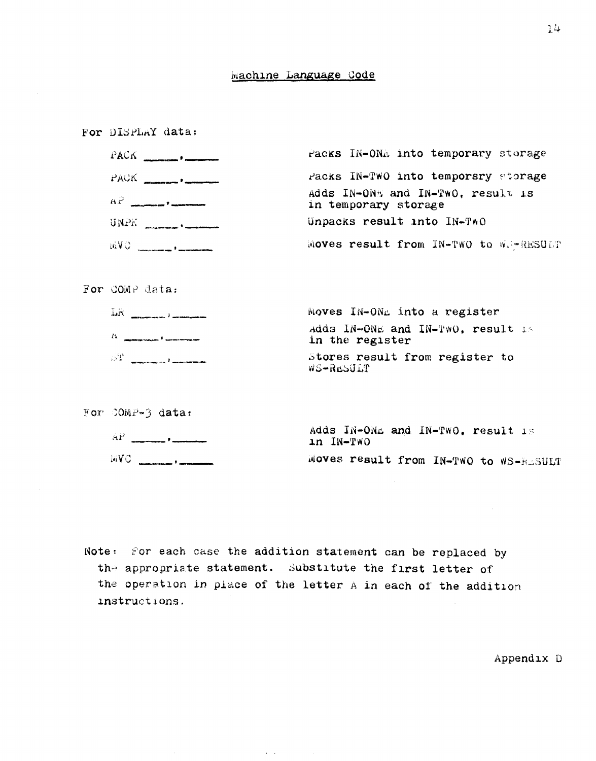## Machine Language Code

For DISPLAY data:

| | |
|---|---|
| PACK \_\_\_\_\_,\_\_\_\_\_ | Packs IN-ONE into temporary storage |
| PACK \_\_\_\_\_,\_\_\_\_\_ | Packs IN-TWO into temporsry storage |
| AP \_\_\_\_\_,\_\_\_\_\_ | Adds IN-ONE and IN-TWO, result is in temporary storage |
| UNPK \_\_\_\_\_,\_\_\_\_\_ | Unpacks result into IN-TWO |
| MVC \_\_\_\_\_,\_\_\_\_\_ | Moves result from IN-TWO to WS-RESULT |

For COMP data:

| | |
|---|---|
| LR \_\_\_\_\_,\_\_\_\_\_ | Moves IN-ONE into a register |
| A \_\_\_\_\_,\_\_\_\_\_ | Adds IN-ONE and IN-TWO, result is in the register |
| ST \_\_\_\_\_,\_\_\_\_\_ | Stores result from register to WS-RESULT |

For COMP-3 data:

| | |
|---|---|
| AP \_\_\_\_\_,\_\_\_\_\_ | Adds IN-ONE and IN-TWO, result is in IN-TWO |
| MVC \_\_\_\_\_,\_\_\_\_\_ | Moves result from IN-TWO to WS-RESULT |

Note: For each case the addition statement can be replaced by the appropriate statement. Substitute the first letter of the operation in place of the letter A in each of the addition instructions.

Appendix D